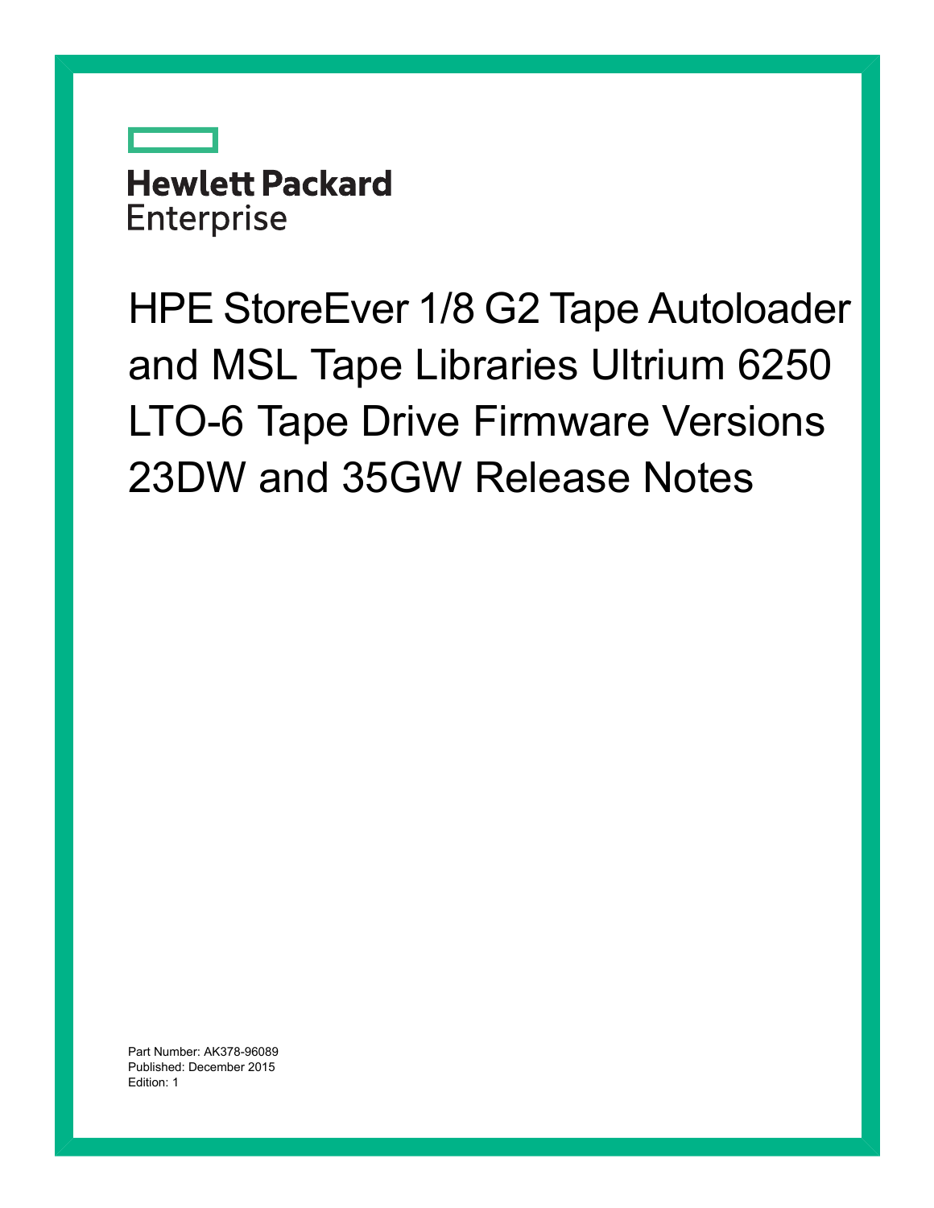Hewlett Packard Enterprise

# HPE StoreEver 1/8 G2 Tape Autoloader and MSL Tape Libraries Ultrium 6250 LTO-6 Tape Drive Firmware Versions 23DW and 35GW Release Notes

Part Number: AK378-96089
Published: December 2015
Edition: 1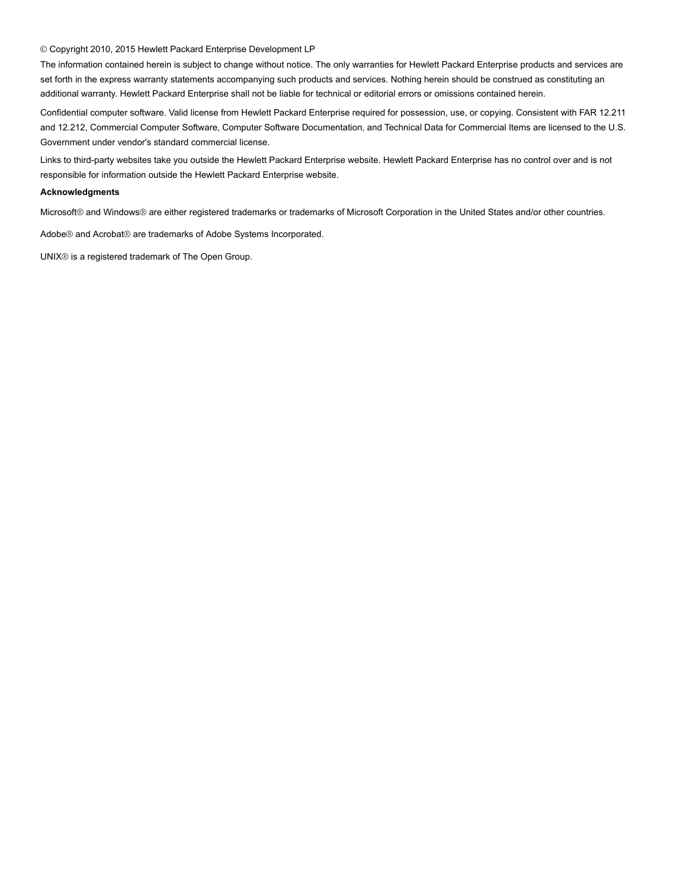© Copyright 2010, 2015 Hewlett Packard Enterprise Development LP

The information contained herein is subject to change without notice. The only warranties for Hewlett Packard Enterprise products and services are set forth in the express warranty statements accompanying such products and services. Nothing herein should be construed as constituting an additional warranty. Hewlett Packard Enterprise shall not be liable for technical or editorial errors or omissions contained herein.

Confidential computer software. Valid license from Hewlett Packard Enterprise required for possession, use, or copying. Consistent with FAR 12.211 and 12.212, Commercial Computer Software, Computer Software Documentation, and Technical Data for Commercial Items are licensed to the U.S. Government under vendor's standard commercial license.

Links to third-party websites take you outside the Hewlett Packard Enterprise website. Hewlett Packard Enterprise has no control over and is not responsible for information outside the Hewlett Packard Enterprise website.

**Acknowledgments**

Microsoft® and Windows® are either registered trademarks or trademarks of Microsoft Corporation in the United States and/or other countries.

Adobe® and Acrobat® are trademarks of Adobe Systems Incorporated.

UNIX® is a registered trademark of The Open Group.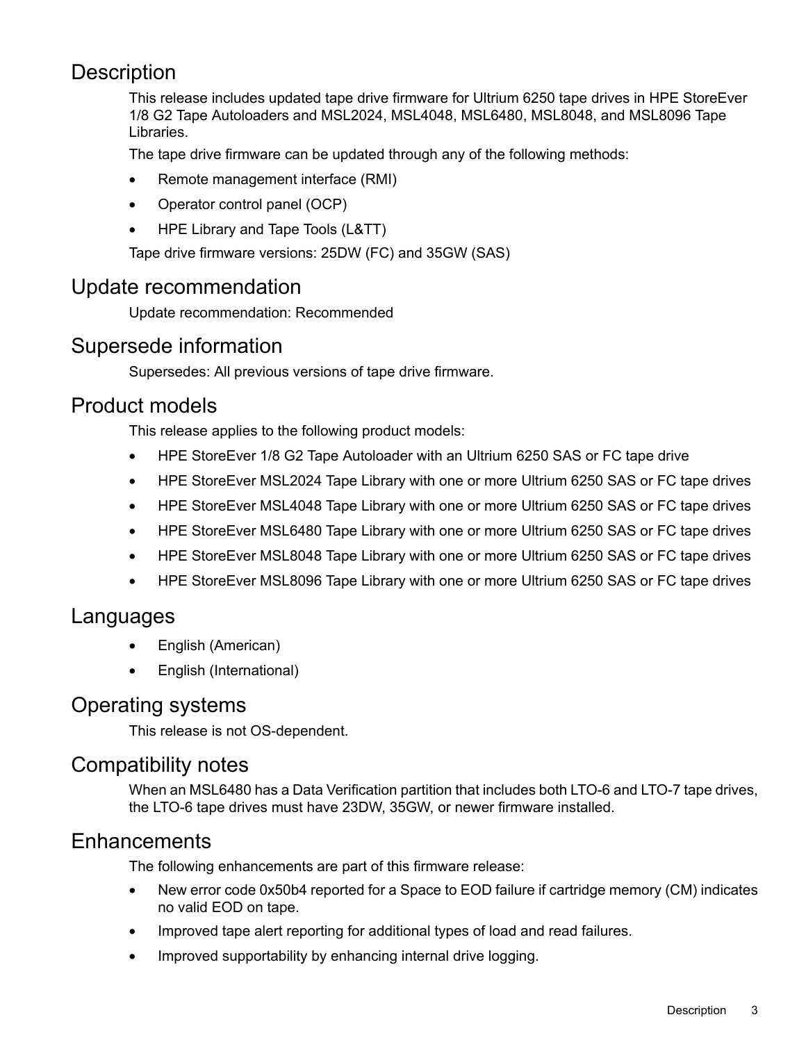## Description

This release includes updated tape drive firmware for Ultrium 6250 tape drives in HPE StoreEver 1/8 G2 Tape Autoloaders and MSL2024, MSL4048, MSL6480, MSL8048, and MSL8096 Tape Libraries.

The tape drive firmware can be updated through any of the following methods:

- Remote management interface (RMI)
- Operator control panel (OCP)
- HPE Library and Tape Tools (L&TT)

Tape drive firmware versions: 25DW (FC) and 35GW (SAS)

## Update recommendation

Update recommendation: Recommended

## Supersede information

Supersedes: All previous versions of tape drive firmware.

## Product models

This release applies to the following product models:

- HPE StoreEver 1/8 G2 Tape Autoloader with an Ultrium 6250 SAS or FC tape drive
- HPE StoreEver MSL2024 Tape Library with one or more Ultrium 6250 SAS or FC tape drives
- HPE StoreEver MSL4048 Tape Library with one or more Ultrium 6250 SAS or FC tape drives
- HPE StoreEver MSL6480 Tape Library with one or more Ultrium 6250 SAS or FC tape drives
- HPE StoreEver MSL8048 Tape Library with one or more Ultrium 6250 SAS or FC tape drives
- HPE StoreEver MSL8096 Tape Library with one or more Ultrium 6250 SAS or FC tape drives

## Languages

- English (American)
- English (International)

## Operating systems

This release is not OS-dependent.

## Compatibility notes

When an MSL6480 has a Data Verification partition that includes both LTO-6 and LTO-7 tape drives, the LTO-6 tape drives must have 23DW, 35GW, or newer firmware installed.

## Enhancements

The following enhancements are part of this firmware release:

- New error code 0x50b4 reported for a Space to EOD failure if cartridge memory (CM) indicates no valid EOD on tape.
- Improved tape alert reporting for additional types of load and read failures.
- Improved supportability by enhancing internal drive logging.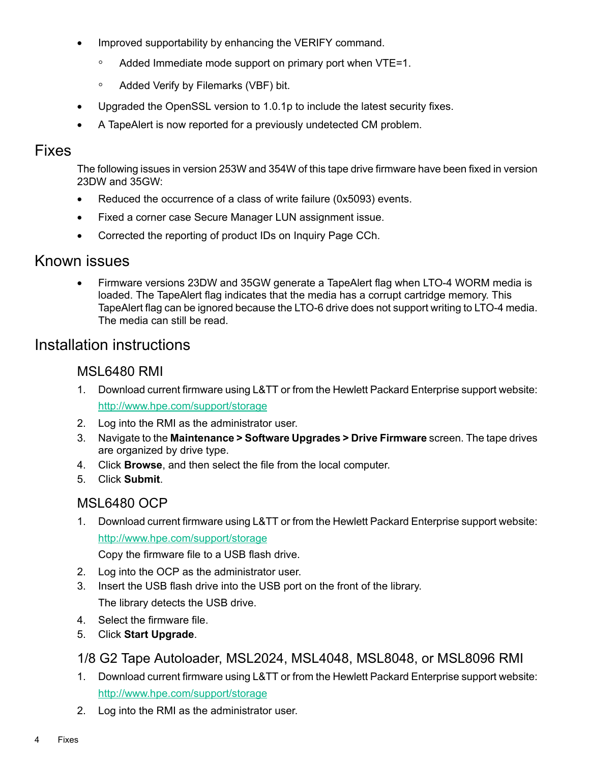- Improved supportability by enhancing the VERIFY command.
  - Added Immediate mode support on primary port when VTE=1.
  - Added Verify by Filemarks (VBF) bit.
- Upgraded the OpenSSL version to 1.0.1p to include the latest security fixes.
- A TapeAlert is now reported for a previously undetected CM problem.

## Fixes

The following issues in version 253W and 354W of this tape drive firmware have been fixed in version 23DW and 35GW:

- Reduced the occurrence of a class of write failure (0x5093) events.
- Fixed a corner case Secure Manager LUN assignment issue.
- Corrected the reporting of product IDs on Inquiry Page CCh.

## Known issues

- Firmware versions 23DW and 35GW generate a TapeAlert flag when LTO-4 WORM media is loaded. The TapeAlert flag indicates that the media has a corrupt cartridge memory. This TapeAlert flag can be ignored because the LTO-6 drive does not support writing to LTO-4 media. The media can still be read.

## Installation instructions

### MSL6480 RMI

1. Download current firmware using L&TT or from the Hewlett Packard Enterprise support website:

   http://www.hpe.com/support/storage
2. Log into the RMI as the administrator user.
3. Navigate to the **Maintenance > Software Upgrades > Drive Firmware** screen. The tape drives are organized by drive type.
4. Click **Browse**, and then select the file from the local computer.
5. Click **Submit**.

### MSL6480 OCP

1. Download current firmware using L&TT or from the Hewlett Packard Enterprise support website:

   http://www.hpe.com/support/storage

   Copy the firmware file to a USB flash drive.
2. Log into the OCP as the administrator user.
3. Insert the USB flash drive into the USB port on the front of the library.

   The library detects the USB drive.
4. Select the firmware file.
5. Click **Start Upgrade**.

### 1/8 G2 Tape Autoloader, MSL2024, MSL4048, MSL8048, or MSL8096 RMI

1. Download current firmware using L&TT or from the Hewlett Packard Enterprise support website:

   http://www.hpe.com/support/storage
2. Log into the RMI as the administrator user.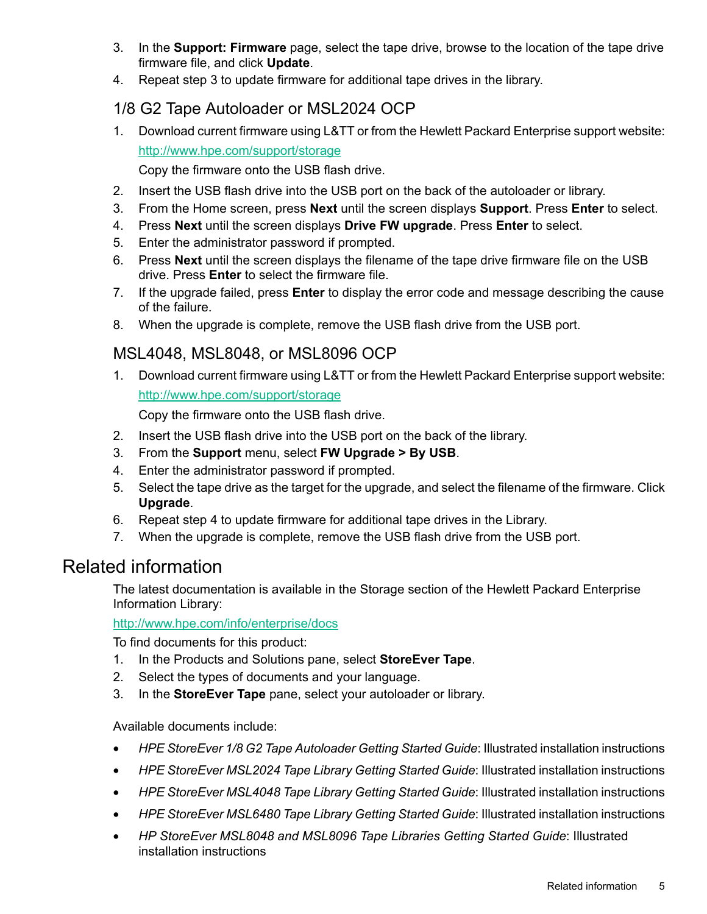3. In the **Support: Firmware** page, select the tape drive, browse to the location of the tape drive firmware file, and click **Update**.
4. Repeat step 3 to update firmware for additional tape drives in the library.

### 1/8 G2 Tape Autoloader or MSL2024 OCP

1. Download current firmware using L&TT or from the Hewlett Packard Enterprise support website:

   http://www.hpe.com/support/storage

   Copy the firmware onto the USB flash drive.
2. Insert the USB flash drive into the USB port on the back of the autoloader or library.
3. From the Home screen, press **Next** until the screen displays **Support**. Press **Enter** to select.
4. Press **Next** until the screen displays **Drive FW upgrade**. Press **Enter** to select.
5. Enter the administrator password if prompted.
6. Press **Next** until the screen displays the filename of the tape drive firmware file on the USB drive. Press **Enter** to select the firmware file.
7. If the upgrade failed, press **Enter** to display the error code and message describing the cause of the failure.
8. When the upgrade is complete, remove the USB flash drive from the USB port.

### MSL4048, MSL8048, or MSL8096 OCP

1. Download current firmware using L&TT or from the Hewlett Packard Enterprise support website:

   http://www.hpe.com/support/storage

   Copy the firmware onto the USB flash drive.
2. Insert the USB flash drive into the USB port on the back of the library.
3. From the **Support** menu, select **FW Upgrade > By USB**.
4. Enter the administrator password if prompted.
5. Select the tape drive as the target for the upgrade, and select the filename of the firmware. Click **Upgrade**.
6. Repeat step 4 to update firmware for additional tape drives in the Library.
7. When the upgrade is complete, remove the USB flash drive from the USB port.

## Related information

The latest documentation is available in the Storage section of the Hewlett Packard Enterprise Information Library:

http://www.hpe.com/info/enterprise/docs

To find documents for this product:

1. In the Products and Solutions pane, select **StoreEver Tape**.
2. Select the types of documents and your language.
3. In the **StoreEver Tape** pane, select your autoloader or library.

Available documents include:

- *HPE StoreEver 1/8 G2 Tape Autoloader Getting Started Guide*: Illustrated installation instructions
- *HPE StoreEver MSL2024 Tape Library Getting Started Guide*: Illustrated installation instructions
- *HPE StoreEver MSL4048 Tape Library Getting Started Guide*: Illustrated installation instructions
- *HPE StoreEver MSL6480 Tape Library Getting Started Guide*: Illustrated installation instructions
- *HP StoreEver MSL8048 and MSL8096 Tape Libraries Getting Started Guide*: Illustrated installation instructions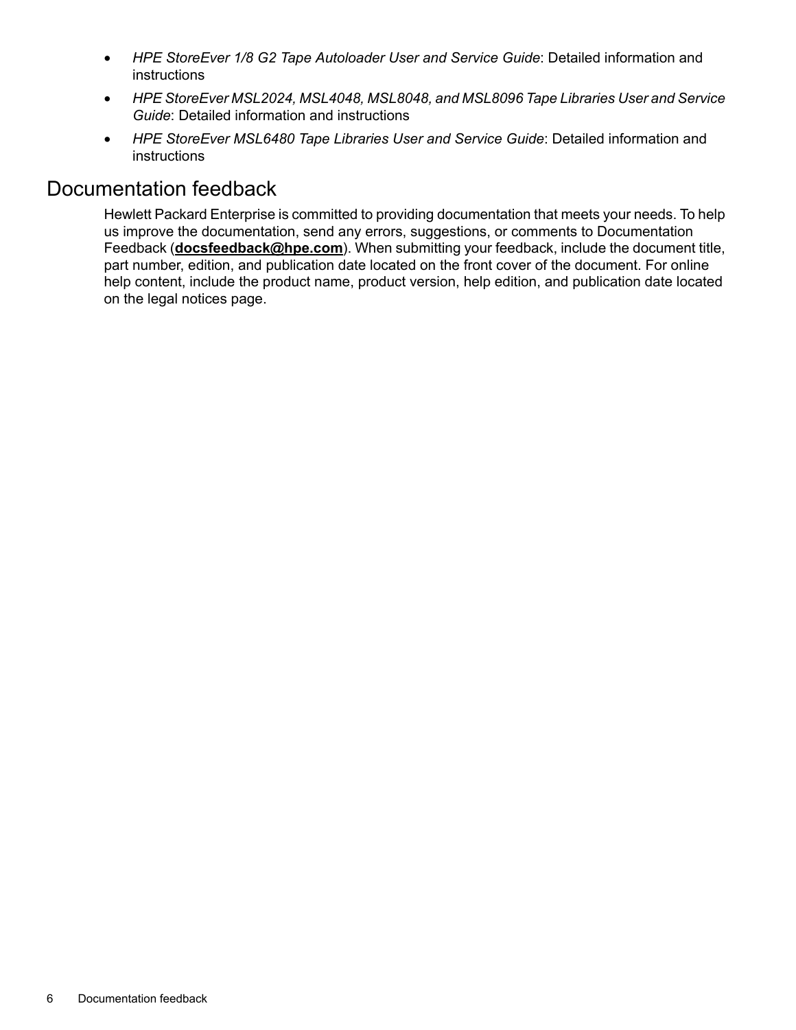- *HPE StoreEver 1/8 G2 Tape Autoloader User and Service Guide*: Detailed information and instructions
- *HPE StoreEver MSL2024, MSL4048, MSL8048, and MSL8096 Tape Libraries User and Service Guide*: Detailed information and instructions
- *HPE StoreEver MSL6480 Tape Libraries User and Service Guide*: Detailed information and instructions

# Documentation feedback

Hewlett Packard Enterprise is committed to providing documentation that meets your needs. To help us improve the documentation, send any errors, suggestions, or comments to Documentation Feedback (**docsfeedback@hpe.com**). When submitting your feedback, include the document title, part number, edition, and publication date located on the front cover of the document. For online help content, include the product name, product version, help edition, and publication date located on the legal notices page.